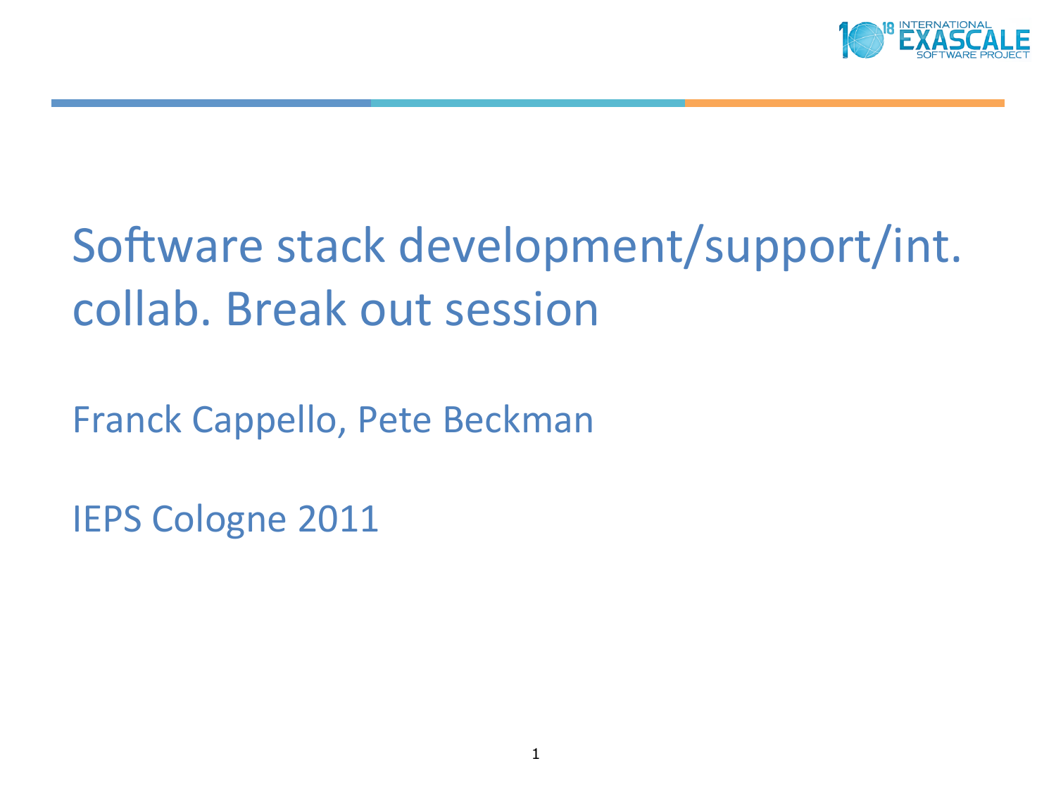# Software stack development/support/int. collab. Break out session

Franck Cappello, Pete Beckman

IEPS Cologne 2011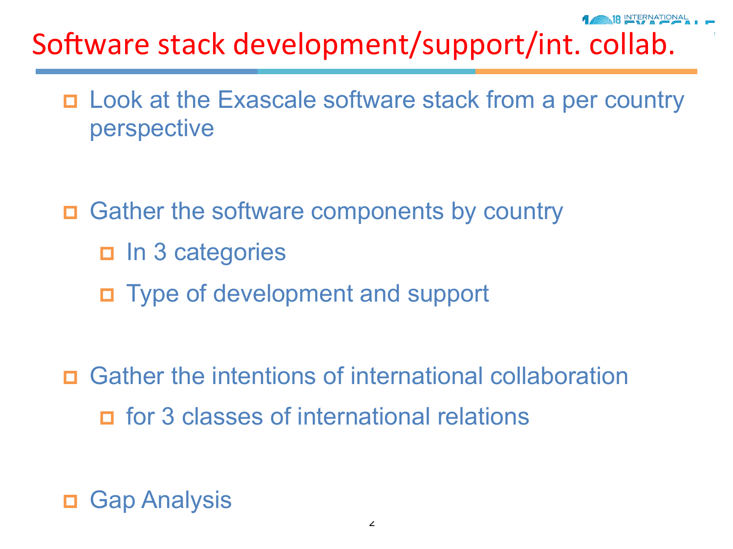# Software stack development/support/int. collab.

- Look at the Exascale software stack from a per country perspective

- Gather the software components by country
  - In 3 categories
  - Type of development and support

- Gather the intentions of international collaboration
  - for 3 classes of international relations

- Gap Analysis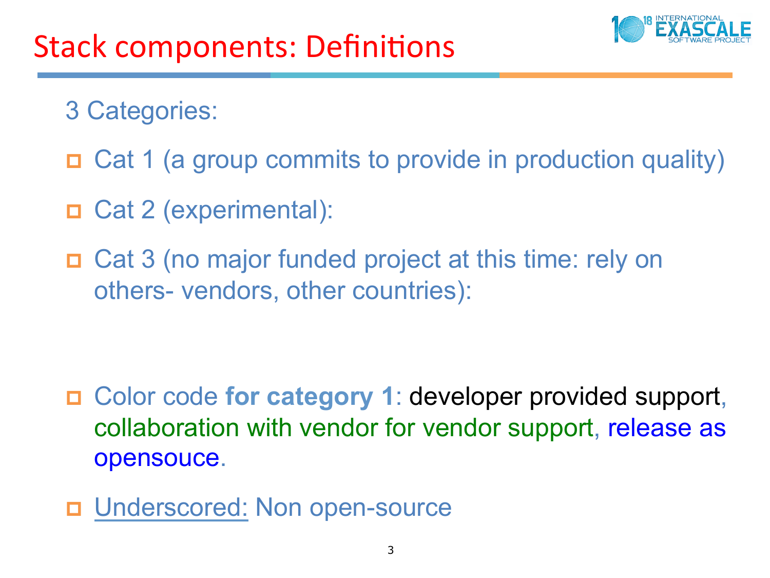# Stack components: Definitions

3 Categories:

- Cat 1 (a group commits to provide in production quality)
- Cat 2 (experimental):
- Cat 3 (no major funded project at this time: rely on others- vendors, other countries):

- Color code **for category 1**: developer provided support, collaboration with vendor for vendor support, release as opensouce.
- Underscored: Non open-source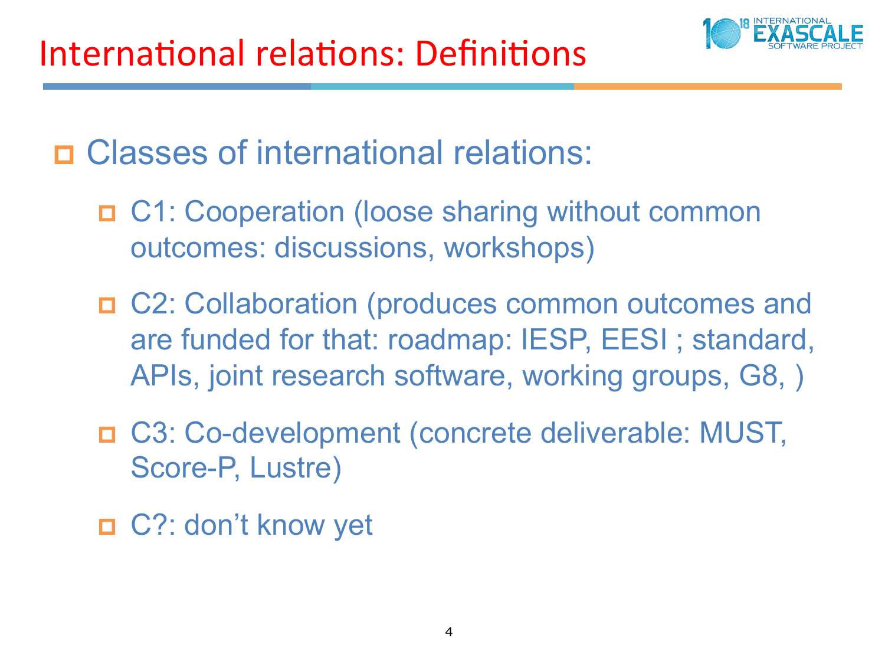# International relations: Definitions

- Classes of international relations:
  - C1: Cooperation (loose sharing without common outcomes: discussions, workshops)
  - C2: Collaboration (produces common outcomes and are funded for that: roadmap: IESP, EESI ; standard, APIs, joint research software, working groups, G8, )
  - C3: Co-development (concrete deliverable: MUST, Score-P, Lustre)
  - C?: don't know yet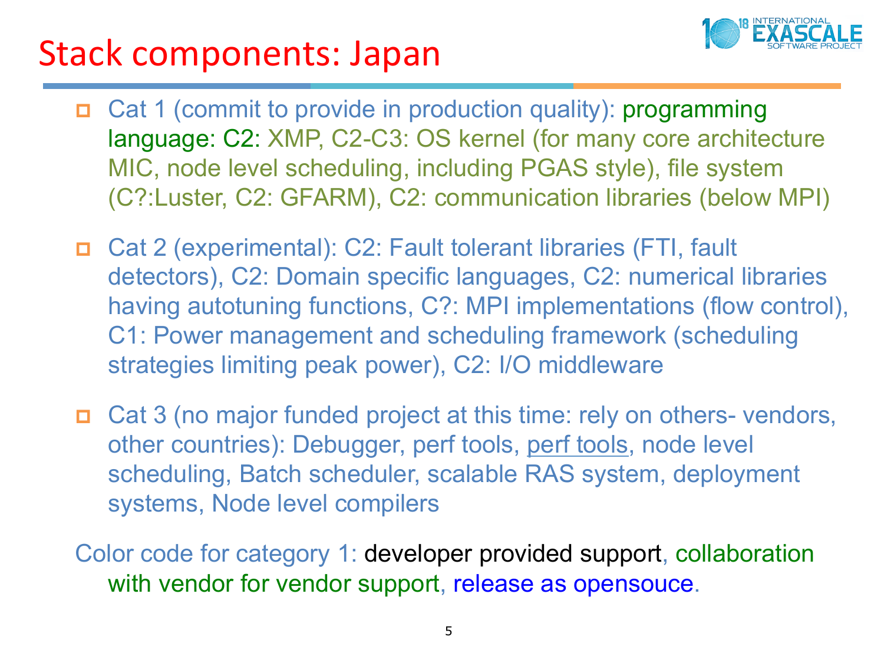# Stack components: Japan

- Cat 1 (commit to provide in production quality): programming language: C2: XMP, C2-C3: OS kernel (for many core architecture MIC, node level scheduling, including PGAS style), file system (C?:Luster, C2: GFARM), C2: communication libraries (below MPI)

- Cat 2 (experimental): C2: Fault tolerant libraries (FTI, fault detectors), C2: Domain specific languages, C2: numerical libraries having autotuning functions, C?: MPI implementations (flow control), C1: Power management and scheduling framework (scheduling strategies limiting peak power), C2: I/O middleware

- Cat 3 (no major funded project at this time: rely on others- vendors, other countries): Debugger, perf tools, perf tools, node level scheduling, Batch scheduler, scalable RAS system, deployment systems, Node level compilers

Color code for category 1: developer provided support, collaboration with vendor for vendor support, release as opensouce.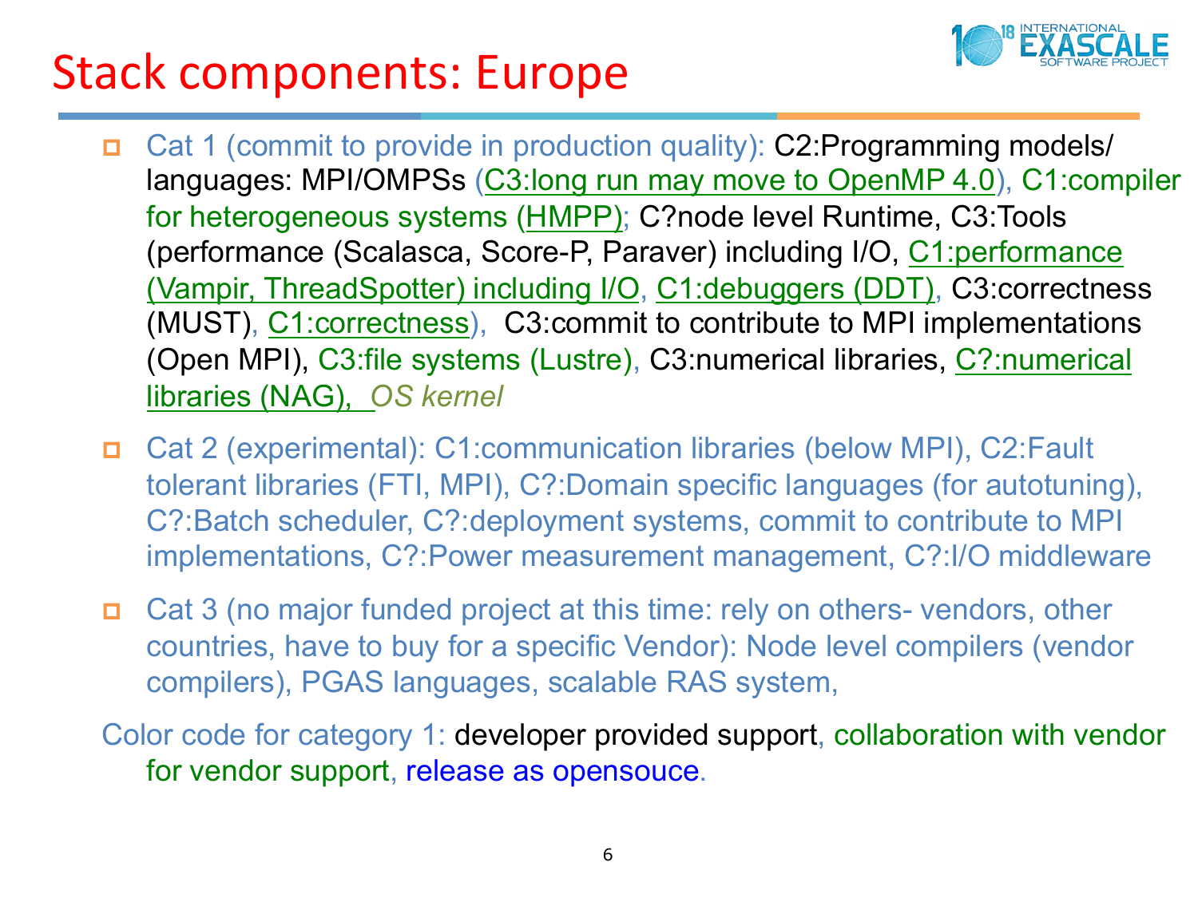# Stack components: Europe

- Cat 1 (commit to provide in production quality): C2:Programming models/ languages: MPI/OMPSs (C3:long run may move to OpenMP 4.0), C1:compiler for heterogeneous systems (HMPP); C?node level Runtime, C3:Tools (performance (Scalasca, Score-P, Paraver) including I/O, C1:performance (Vampir, ThreadSpotter) including I/O, C1:debuggers (DDT), C3:correctness (MUST), C1:correctness), C3:commit to contribute to MPI implementations (Open MPI), C3:file systems (Lustre), C3:numerical libraries, C?:numerical libraries (NAG), *OS kernel*
- Cat 2 (experimental): C1:communication libraries (below MPI), C2:Fault tolerant libraries (FTI, MPI), C?:Domain specific languages (for autotuning), C?:Batch scheduler, C?:deployment systems, commit to contribute to MPI implementations, C?:Power measurement management, C?:I/O middleware
- Cat 3 (no major funded project at this time: rely on others- vendors, other countries, have to buy for a specific Vendor): Node level compilers (vendor compilers), PGAS languages, scalable RAS system,

Color code for category 1: developer provided support, collaboration with vendor for vendor support, release as opensouce.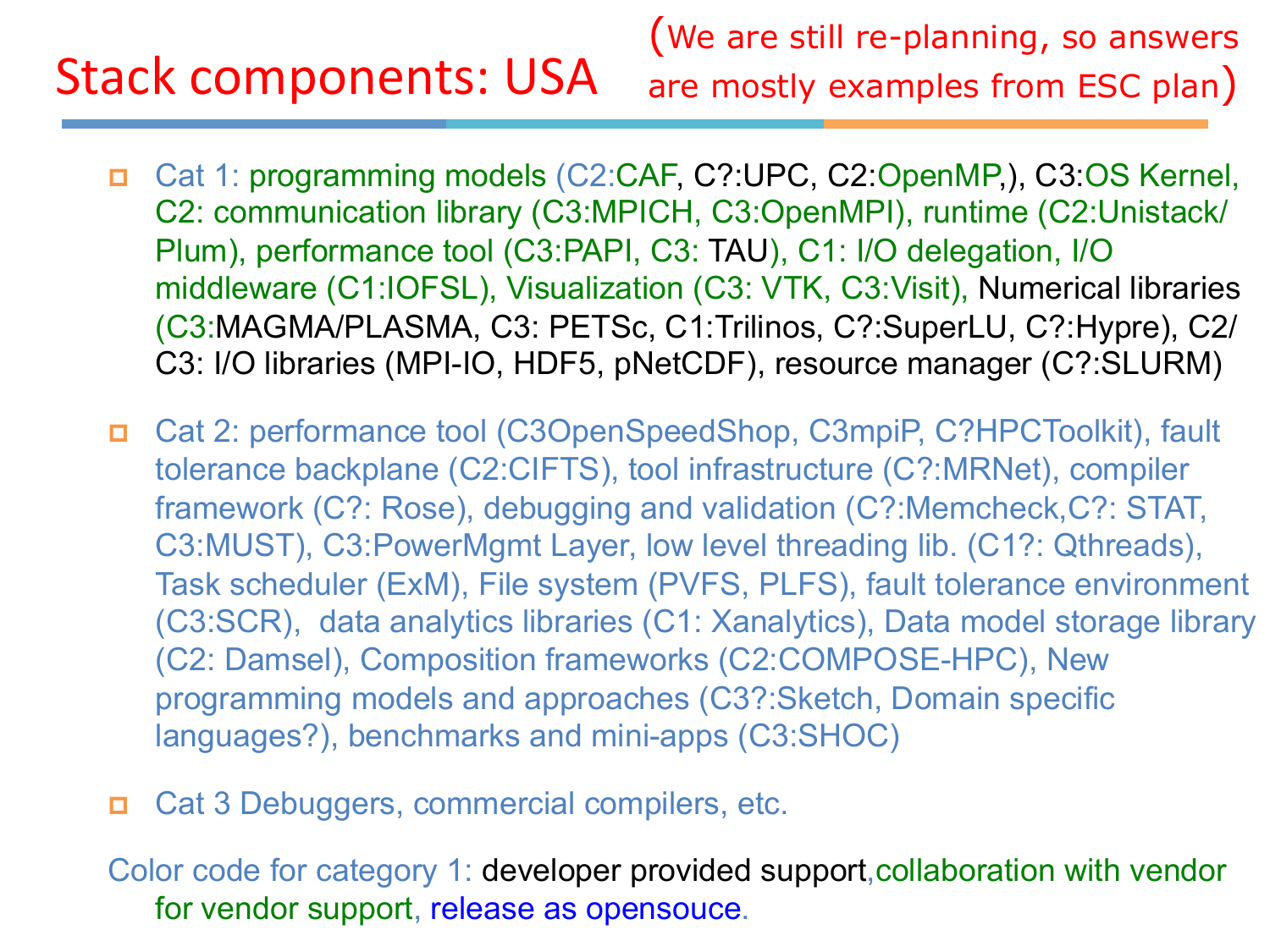# Stack components: USA

(We are still re-planning, so answers are mostly examples from ESC plan)

- Cat 1: programming models (C2:CAF, C?:UPC, C2:OpenMP,), C3:OS Kernel, C2: communication library (C3:MPICH, C3:OpenMPI), runtime (C2:Unistack/ Plum), performance tool (C3:PAPI, C3: TAU), C1: I/O delegation, I/O middleware (C1:IOFSL), Visualization (C3: VTK, C3:Visit), Numerical libraries (C3:MAGMA/PLASMA, C3: PETSc, C1:Trilinos, C?:SuperLU, C?:Hypre), C2/ C3: I/O libraries (MPI-IO, HDF5, pNetCDF), resource manager (C?:SLURM)
- Cat 2: performance tool (C3OpenSpeedShop, C3mpiP, C?HPCToolkit), fault tolerance backplane (C2:CIFTS), tool infrastructure (C?:MRNet), compiler framework (C?: Rose), debugging and validation (C?:Memcheck,C?: STAT, C3:MUST), C3:PowerMgmt Layer, low level threading lib. (C1?: Qthreads), Task scheduler (ExM), File system (PVFS, PLFS), fault tolerance environment (C3:SCR), data analytics libraries (C1: Xanalytics), Data model storage library (C2: Damsel), Composition frameworks (C2:COMPOSE-HPC), New programming models and approaches (C3?:Sketch, Domain specific languages?), benchmarks and mini-apps (C3:SHOC)
- Cat 3 Debuggers, commercial compilers, etc.

Color code for category 1: developer provided support, collaboration with vendor for vendor support, release as opensouce.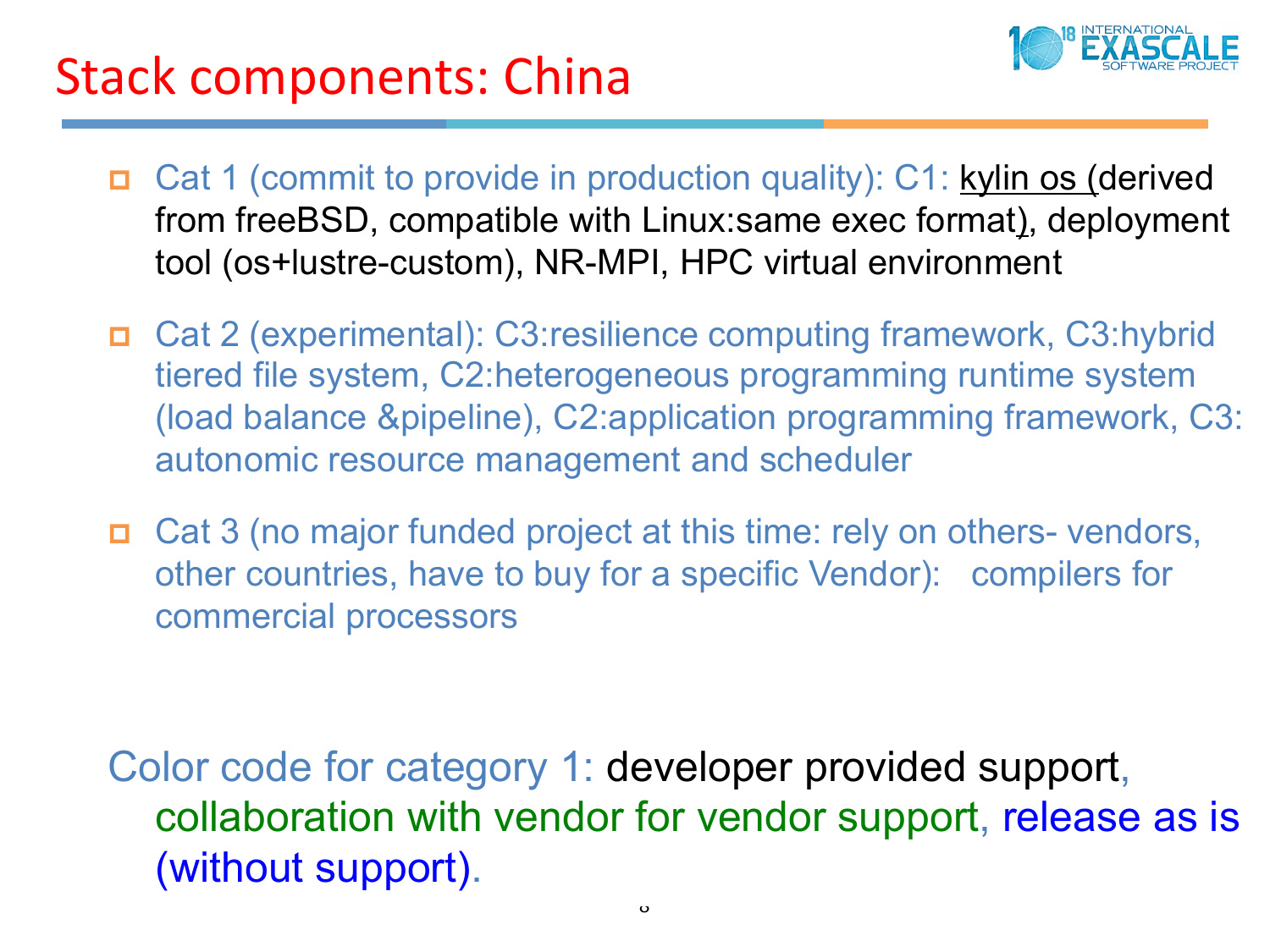# Stack components: China

- Cat 1 (commit to provide in production quality): C1: kylin os (derived from freeBSD, compatible with Linux:same exec format), deployment tool (os+lustre-custom), NR-MPI, HPC virtual environment

- Cat 2 (experimental): C3:resilience computing framework, C3:hybrid tiered file system, C2:heterogeneous programming runtime system (load balance &pipeline), C2:application programming framework, C3: autonomic resource management and scheduler

- Cat 3 (no major funded project at this time: rely on others- vendors, other countries, have to buy for a specific Vendor): compilers for commercial processors

Color code for category 1: developer provided support, collaboration with vendor for vendor support, release as is (without support).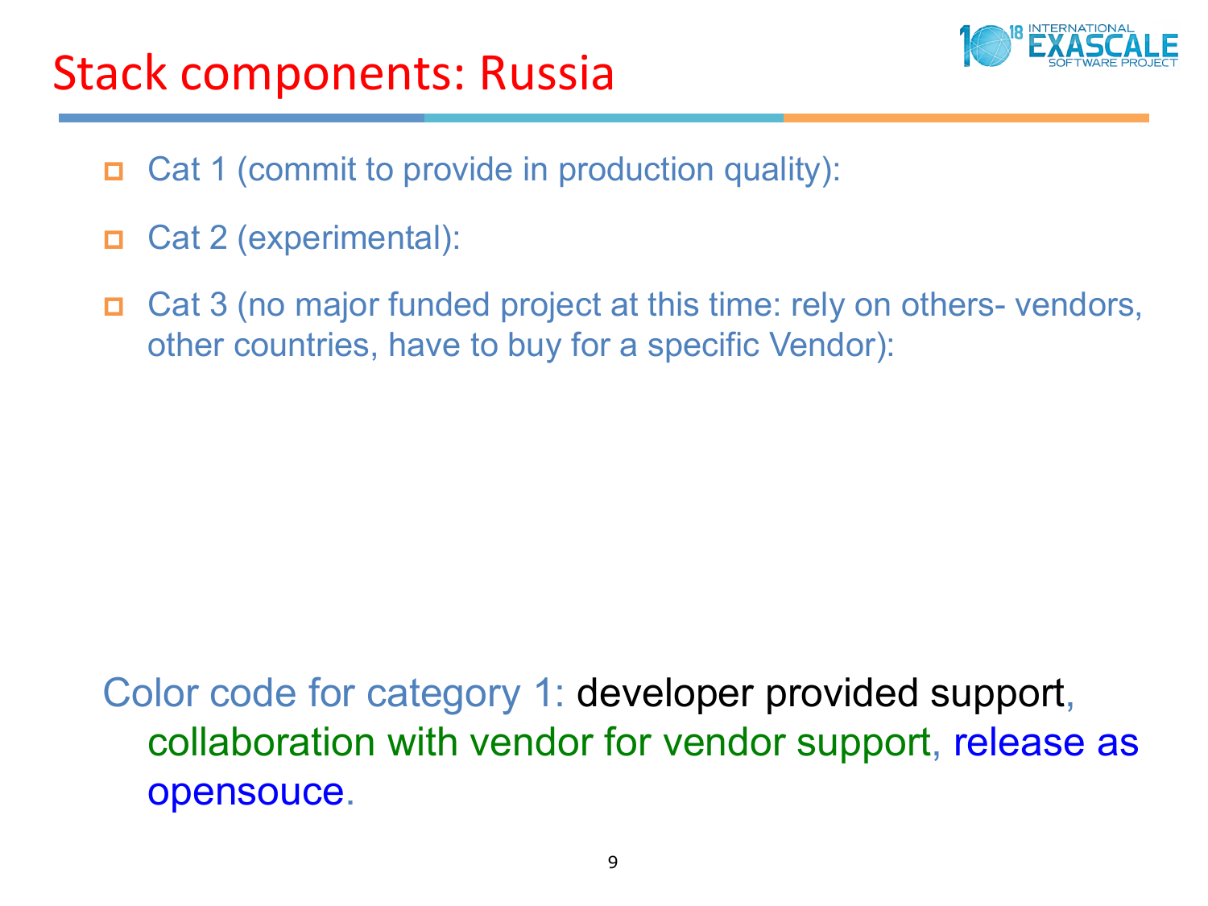# Stack components: Russia

- Cat 1 (commit to provide in production quality):
- Cat 2 (experimental):
- Cat 3 (no major funded project at this time: rely on others- vendors, other countries, have to buy for a specific Vendor):

Color code for category 1: developer provided support, collaboration with vendor for vendor support, release as opensouce.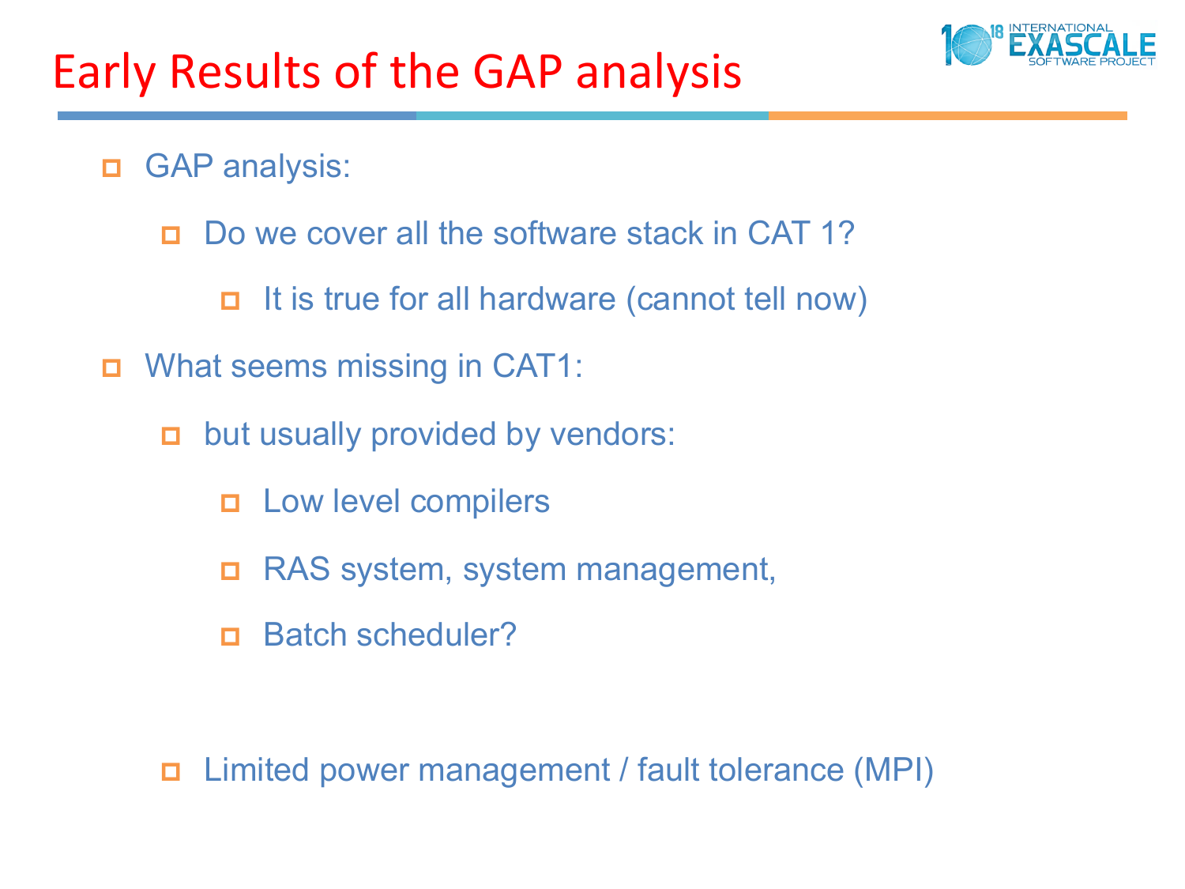# Early Results of the GAP analysis

- GAP analysis:
  - Do we cover all the software stack in CAT 1?
    - It is true for all hardware (cannot tell now)
- What seems missing in CAT1:
  - but usually provided by vendors:
    - Low level compilers
    - RAS system, system management,
    - Batch scheduler?
  - Limited power management / fault tolerance (MPI)